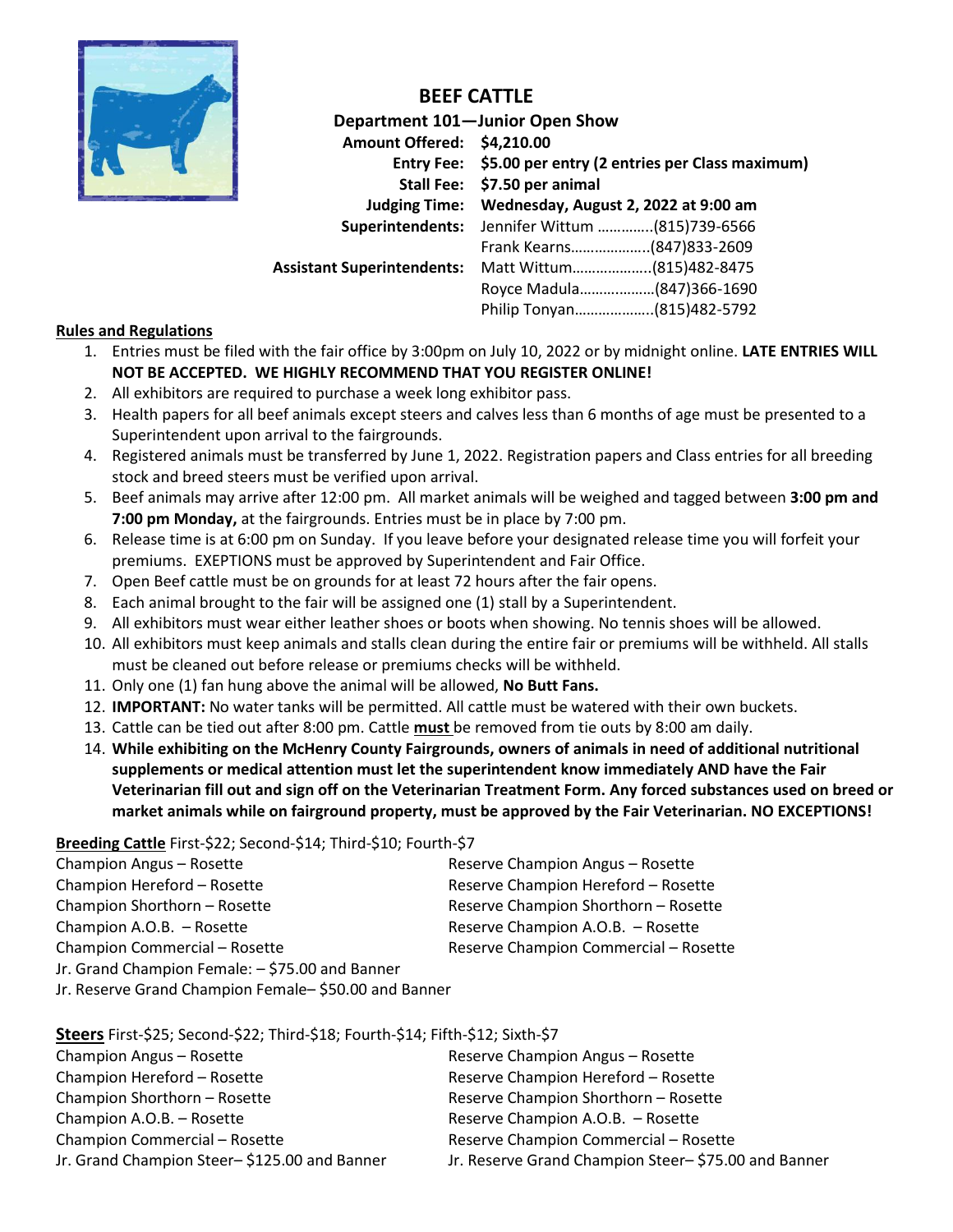# BEEF CATTLE

## Department 101—Junior Open Show

**Amount Offered:** **$4,210.00**
**Entry Fee:** **$5.00 per entry (2 entries per Class maximum)**
**Stall Fee:** **$7.50 per animal**
**Judging Time:** **Wednesday, August 2, 2022 at 9:00 am**
**Superintendents:** Jennifer Wittum ………….(815)739-6566
Frank Kearns………………..(847)833-2609
**Assistant Superintendents:** Matt Wittum………………..(815)482-8475
Royce Madula………………(847)366-1690
Philip Tonyan………………..(815)482-5792

**Rules and Regulations**

1. Entries must be filed with the fair office by 3:00pm on July 10, 2022 or by midnight online. **LATE ENTRIES WILL NOT BE ACCEPTED. WE HIGHLY RECOMMEND THAT YOU REGISTER ONLINE!**
2. All exhibitors are required to purchase a week long exhibitor pass.
3. Health papers for all beef animals except steers and calves less than 6 months of age must be presented to a Superintendent upon arrival to the fairgrounds.
4. Registered animals must be transferred by June 1, 2022. Registration papers and Class entries for all breeding stock and breed steers must be verified upon arrival.
5. Beef animals may arrive after 12:00 pm. All market animals will be weighed and tagged between **3:00 pm and 7:00 pm Monday,** at the fairgrounds. Entries must be in place by 7:00 pm.
6. Release time is at 6:00 pm on Sunday. If you leave before your designated release time you will forfeit your premiums. EXEPTIONS must be approved by Superintendent and Fair Office.
7. Open Beef cattle must be on grounds for at least 72 hours after the fair opens.
8. Each animal brought to the fair will be assigned one (1) stall by a Superintendent.
9. All exhibitors must wear either leather shoes or boots when showing. No tennis shoes will be allowed.
10. All exhibitors must keep animals and stalls clean during the entire fair or premiums will be withheld. All stalls must be cleaned out before release or premiums checks will be withheld.
11. Only one (1) fan hung above the animal will be allowed, **No Butt Fans.**
12. **IMPORTANT:** No water tanks will be permitted. All cattle must be watered with their own buckets.
13. Cattle can be tied out after 8:00 pm. Cattle **must** be removed from tie outs by 8:00 am daily.
14. **While exhibiting on the McHenry County Fairgrounds, owners of animals in need of additional nutritional supplements or medical attention must let the superintendent know immediately AND have the Fair Veterinarian fill out and sign off on the Veterinarian Treatment Form. Any forced substances used on breed or market animals while on fairground property, must be approved by the Fair Veterinarian. NO EXCEPTIONS!**

**Breeding Cattle** First-$22; Second-$14; Third-$10; Fourth-$7

Champion Angus – Rosette
Reserve Champion Angus – Rosette
Champion Hereford – Rosette
Reserve Champion Hereford – Rosette
Champion Shorthorn – Rosette
Reserve Champion Shorthorn – Rosette
Champion A.O.B. – Rosette
Reserve Champion A.O.B. – Rosette
Champion Commercial – Rosette
Reserve Champion Commercial – Rosette
Jr. Grand Champion Female: – $75.00 and Banner
Jr. Reserve Grand Champion Female– $50.00 and Banner

**Steers** First-$25; Second-$22; Third-$18; Fourth-$14; Fifth-$12; Sixth-$7

Champion Angus – Rosette
Reserve Champion Angus – Rosette
Champion Hereford – Rosette
Reserve Champion Hereford – Rosette
Champion Shorthorn – Rosette
Reserve Champion Shorthorn – Rosette
Champion A.O.B. – Rosette
Reserve Champion A.O.B. – Rosette
Champion Commercial – Rosette
Reserve Champion Commercial – Rosette
Jr. Grand Champion Steer– $125.00 and Banner
Jr. Reserve Grand Champion Steer– $75.00 and Banner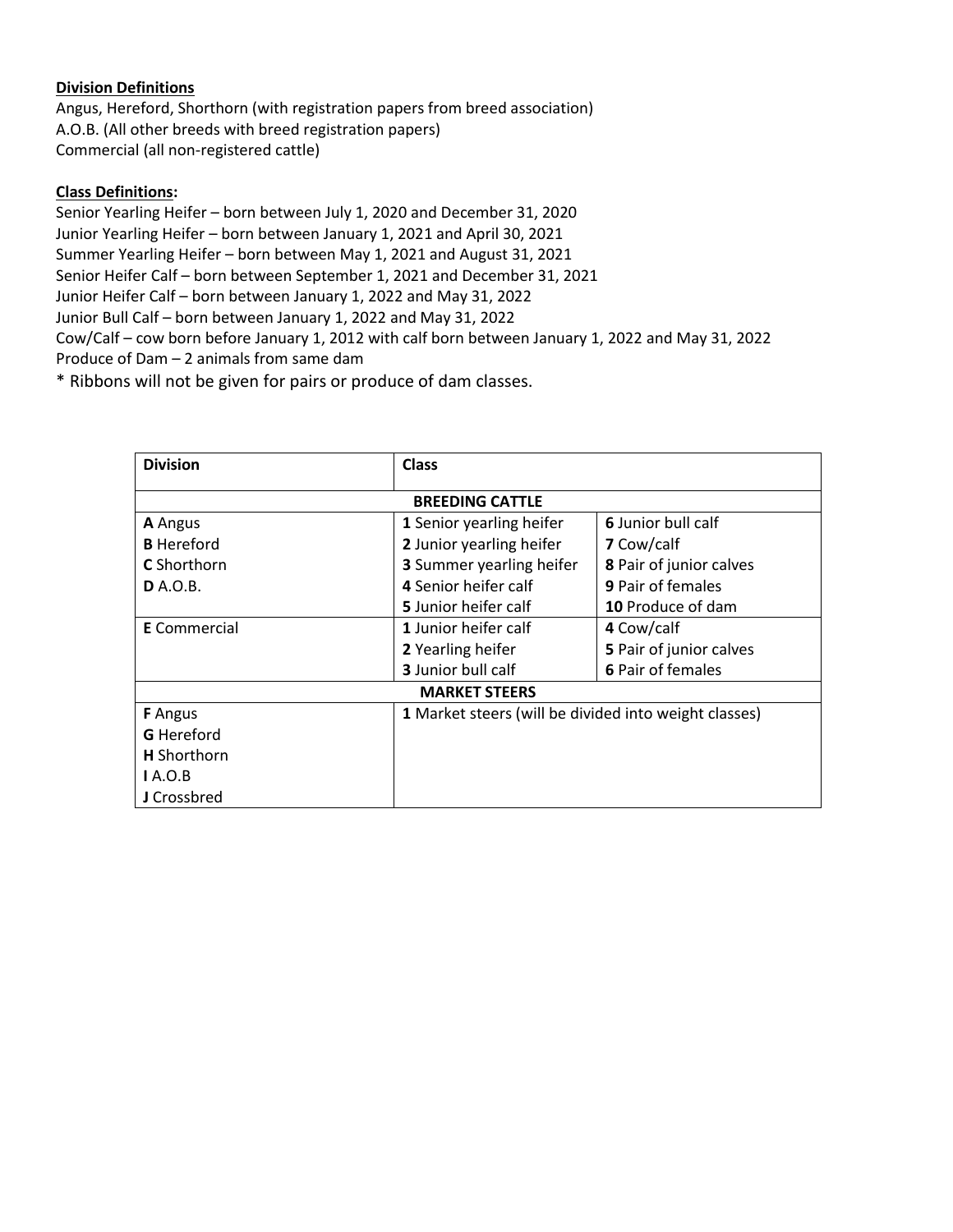**Division Definitions**

Angus, Hereford, Shorthorn (with registration papers from breed association)
A.O.B. (All other breeds with breed registration papers)
Commercial (all non-registered cattle)

**Class Definitions:**

Senior Yearling Heifer – born between July 1, 2020 and December 31, 2020
Junior Yearling Heifer – born between January 1, 2021 and April 30, 2021
Summer Yearling Heifer – born between May 1, 2021 and August 31, 2021
Senior Heifer Calf – born between September 1, 2021 and December 31, 2021
Junior Heifer Calf – born between January 1, 2022 and May 31, 2022
Junior Bull Calf – born between January 1, 2022 and May 31, 2022
Cow/Calf – cow born before January 1, 2012 with calf born between January 1, 2022 and May 31, 2022
Produce of Dam – 2 animals from same dam
* Ribbons will not be given for pairs or produce of dam classes.

| Division | Class | |
|---|---|---|
| **BREEDING CATTLE** | | |
| **A** Angus | **1** Senior yearling heifer | **6** Junior bull calf |
| **B** Hereford | **2** Junior yearling heifer | **7** Cow/calf |
| **C** Shorthorn | **3** Summer yearling heifer | **8** Pair of junior calves |
| **D** A.O.B. | **4** Senior heifer calf | **9** Pair of females |
| | **5** Junior heifer calf | **10** Produce of dam |
| **E** Commercial | **1** Junior heifer calf | **4** Cow/calf |
| | **2** Yearling heifer | **5** Pair of junior calves |
| | **3** Junior bull calf | **6** Pair of females |
| **MARKET STEERS** | | |
| **F** Angus | **1** Market steers (will be divided into weight classes) | |
| **G** Hereford | | |
| **H** Shorthorn | | |
| **I** A.O.B | | |
| **J** Crossbred | | |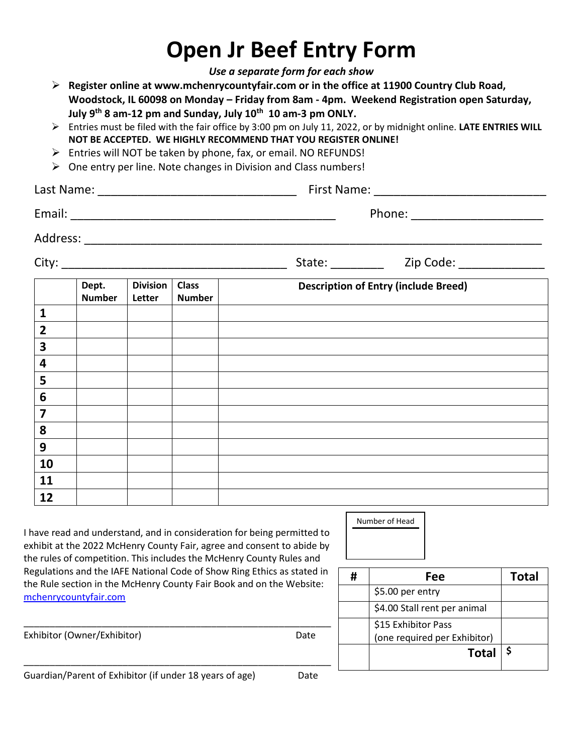# Open Jr Beef Entry Form

*Use a separate form for each show*

- **Register online at www.mchenrycountyfair.com or in the office at 11900 Country Club Road, Woodstock, IL 60098 on Monday – Friday from 8am - 4pm. Weekend Registration open Saturday, July 9th 8 am-12 pm and Sunday, July 10th 10 am-3 pm ONLY.**
- Entries must be filed with the fair office by 3:00 pm on July 11, 2022, or by midnight online. **LATE ENTRIES WILL NOT BE ACCEPTED. WE HIGHLY RECOMMEND THAT YOU REGISTER ONLINE!**
- Entries will NOT be taken by phone, fax, or email. NO REFUNDS!
- One entry per line. Note changes in Division and Class numbers!

Last Name: ______________________________ First Name: __________________________

Email: ________________________________________ Phone: ____________________

Address: ______________________________________________________________________

City: __________________________________ State: ________ Zip Code: _____________

| | Dept. Number | Division Letter | Class Number | Description of Entry (include Breed) |
|---|---|---|---|---|
| **1** | | | | |
| **2** | | | | |
| **3** | | | | |
| **4** | | | | |
| **5** | | | | |
| **6** | | | | |
| **7** | | | | |
| **8** | | | | |
| **9** | | | | |
| **10** | | | | |
| **11** | | | | |
| **12** | | | | |

I have read and understand, and in consideration for being permitted to exhibit at the 2022 McHenry County Fair, agree and consent to abide by the rules of competition. This includes the McHenry County Rules and Regulations and the IAFE National Code of Show Ring Ethics as stated in the Rule section in the McHenry County Fair Book and on the Website: mchenrycountyfair.com

_________________________________________________________

Exhibitor (Owner/Exhibitor) Date

_________________________________________________________

Guardian/Parent of Exhibitor (if under 18 years of age) Date

Number of Head

| # | Fee | Total |
|---|---|---|
| | $5.00 per entry | |
| | $4.00 Stall rent per animal | |
| | $15 Exhibitor Pass (one required per Exhibitor) | |
| | **Total** | $ |